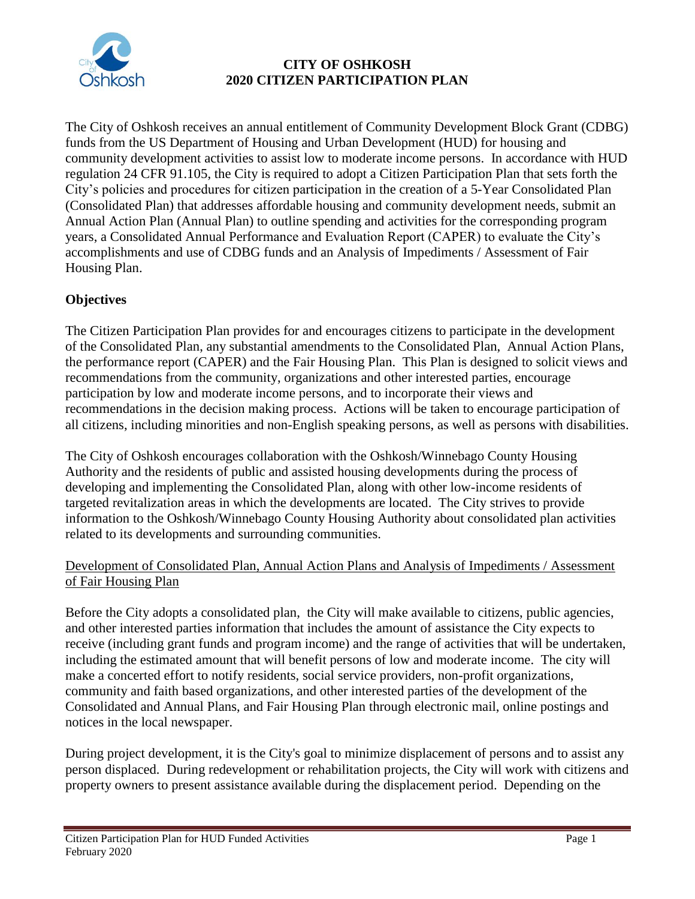# CITY OF OSHKOSH
# 2020 CITIZEN PARTICIPATION PLAN

The City of Oshkosh receives an annual entitlement of Community Development Block Grant (CDBG) funds from the US Department of Housing and Urban Development (HUD) for housing and community development activities to assist low to moderate income persons. In accordance with HUD regulation 24 CFR 91.105, the City is required to adopt a Citizen Participation Plan that sets forth the City's policies and procedures for citizen participation in the creation of a 5-Year Consolidated Plan (Consolidated Plan) that addresses affordable housing and community development needs, submit an Annual Action Plan (Annual Plan) to outline spending and activities for the corresponding program years, a Consolidated Annual Performance and Evaluation Report (CAPER) to evaluate the City's accomplishments and use of CDBG funds and an Analysis of Impediments / Assessment of Fair Housing Plan.

## Objectives

The Citizen Participation Plan provides for and encourages citizens to participate in the development of the Consolidated Plan, any substantial amendments to the Consolidated Plan, Annual Action Plans, the performance report (CAPER) and the Fair Housing Plan. This Plan is designed to solicit views and recommendations from the community, organizations and other interested parties, encourage participation by low and moderate income persons, and to incorporate their views and recommendations in the decision making process. Actions will be taken to encourage participation of all citizens, including minorities and non-English speaking persons, as well as persons with disabilities.

The City of Oshkosh encourages collaboration with the Oshkosh/Winnebago County Housing Authority and the residents of public and assisted housing developments during the process of developing and implementing the Consolidated Plan, along with other low-income residents of targeted revitalization areas in which the developments are located. The City strives to provide information to the Oshkosh/Winnebago County Housing Authority about consolidated plan activities related to its developments and surrounding communities.

### Development of Consolidated Plan, Annual Action Plans and Analysis of Impediments / Assessment of Fair Housing Plan

Before the City adopts a consolidated plan, the City will make available to citizens, public agencies, and other interested parties information that includes the amount of assistance the City expects to receive (including grant funds and program income) and the range of activities that will be undertaken, including the estimated amount that will benefit persons of low and moderate income. The city will make a concerted effort to notify residents, social service providers, non-profit organizations, community and faith based organizations, and other interested parties of the development of the Consolidated and Annual Plans, and Fair Housing Plan through electronic mail, online postings and notices in the local newspaper.

During project development, it is the City's goal to minimize displacement of persons and to assist any person displaced. During redevelopment or rehabilitation projects, the City will work with citizens and property owners to present assistance available during the displacement period. Depending on the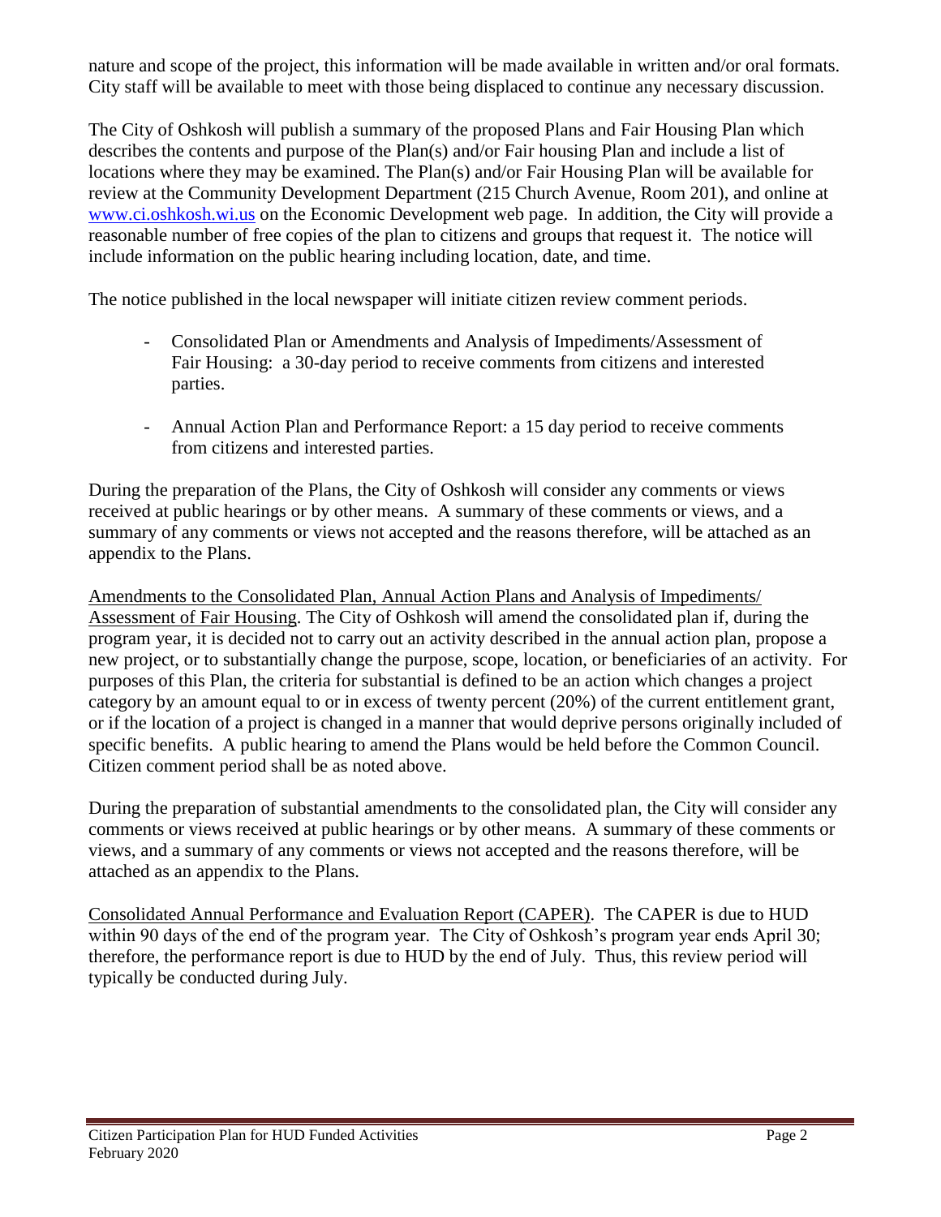nature and scope of the project, this information will be made available in written and/or oral formats. City staff will be available to meet with those being displaced to continue any necessary discussion.

The City of Oshkosh will publish a summary of the proposed Plans and Fair Housing Plan which describes the contents and purpose of the Plan(s) and/or Fair housing Plan and include a list of locations where they may be examined. The Plan(s) and/or Fair Housing Plan will be available for review at the Community Development Department (215 Church Avenue, Room 201), and online at [www.ci.oshkosh.wi.us](www.ci.oshkosh.wi.us) on the Economic Development web page. In addition, the City will provide a reasonable number of free copies of the plan to citizens and groups that request it. The notice will include information on the public hearing including location, date, and time.

The notice published in the local newspaper will initiate citizen review comment periods.

- Consolidated Plan or Amendments and Analysis of Impediments/Assessment of Fair Housing: a 30-day period to receive comments from citizens and interested parties.
- Annual Action Plan and Performance Report: a 15 day period to receive comments from citizens and interested parties.

During the preparation of the Plans, the City of Oshkosh will consider any comments or views received at public hearings or by other means. A summary of these comments or views, and a summary of any comments or views not accepted and the reasons therefore, will be attached as an appendix to the Plans.

<u>Amendments to the Consolidated Plan, Annual Action Plans and Analysis of Impediments/ Assessment of Fair Housing</u>. The City of Oshkosh will amend the consolidated plan if, during the program year, it is decided not to carry out an activity described in the annual action plan, propose a new project, or to substantially change the purpose, scope, location, or beneficiaries of an activity. For purposes of this Plan, the criteria for substantial is defined to be an action which changes a project category by an amount equal to or in excess of twenty percent (20%) of the current entitlement grant, or if the location of a project is changed in a manner that would deprive persons originally included of specific benefits. A public hearing to amend the Plans would be held before the Common Council. Citizen comment period shall be as noted above.

During the preparation of substantial amendments to the consolidated plan, the City will consider any comments or views received at public hearings or by other means. A summary of these comments or views, and a summary of any comments or views not accepted and the reasons therefore, will be attached as an appendix to the Plans.

<u>Consolidated Annual Performance and Evaluation Report (CAPER)</u>. The CAPER is due to HUD within 90 days of the end of the program year. The City of Oshkosh's program year ends April 30; therefore, the performance report is due to HUD by the end of July. Thus, this review period will typically be conducted during July.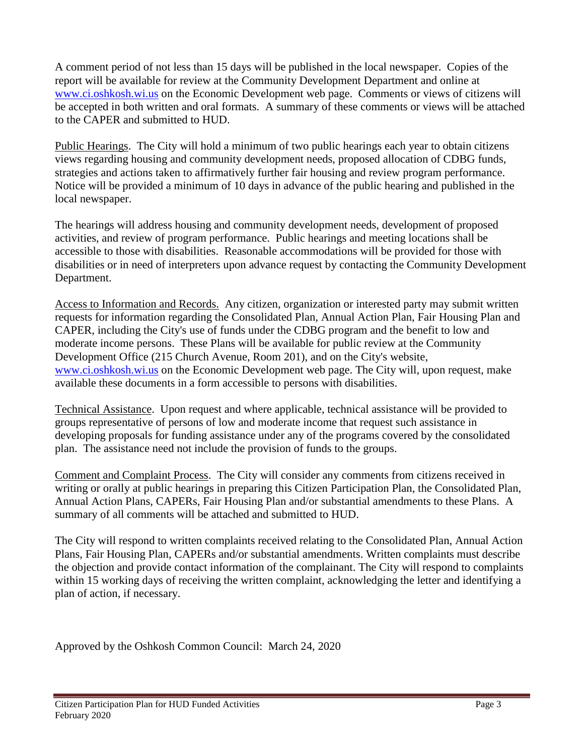A comment period of not less than 15 days will be published in the local newspaper. Copies of the report will be available for review at the Community Development Department and online at www.ci.oshkosh.wi.us on the Economic Development web page. Comments or views of citizens will be accepted in both written and oral formats. A summary of these comments or views will be attached to the CAPER and submitted to HUD.

Public Hearings. The City will hold a minimum of two public hearings each year to obtain citizens views regarding housing and community development needs, proposed allocation of CDBG funds, strategies and actions taken to affirmatively further fair housing and review program performance. Notice will be provided a minimum of 10 days in advance of the public hearing and published in the local newspaper.

The hearings will address housing and community development needs, development of proposed activities, and review of program performance. Public hearings and meeting locations shall be accessible to those with disabilities. Reasonable accommodations will be provided for those with disabilities or in need of interpreters upon advance request by contacting the Community Development Department.

Access to Information and Records. Any citizen, organization or interested party may submit written requests for information regarding the Consolidated Plan, Annual Action Plan, Fair Housing Plan and CAPER, including the City's use of funds under the CDBG program and the benefit to low and moderate income persons. These Plans will be available for public review at the Community Development Office (215 Church Avenue, Room 201), and on the City's website, www.ci.oshkosh.wi.us on the Economic Development web page. The City will, upon request, make available these documents in a form accessible to persons with disabilities.

Technical Assistance. Upon request and where applicable, technical assistance will be provided to groups representative of persons of low and moderate income that request such assistance in developing proposals for funding assistance under any of the programs covered by the consolidated plan. The assistance need not include the provision of funds to the groups.

Comment and Complaint Process. The City will consider any comments from citizens received in writing or orally at public hearings in preparing this Citizen Participation Plan, the Consolidated Plan, Annual Action Plans, CAPERs, Fair Housing Plan and/or substantial amendments to these Plans. A summary of all comments will be attached and submitted to HUD.

The City will respond to written complaints received relating to the Consolidated Plan, Annual Action Plans, Fair Housing Plan, CAPERs and/or substantial amendments. Written complaints must describe the objection and provide contact information of the complainant. The City will respond to complaints within 15 working days of receiving the written complaint, acknowledging the letter and identifying a plan of action, if necessary.

Approved by the Oshkosh Common Council: March 24, 2020